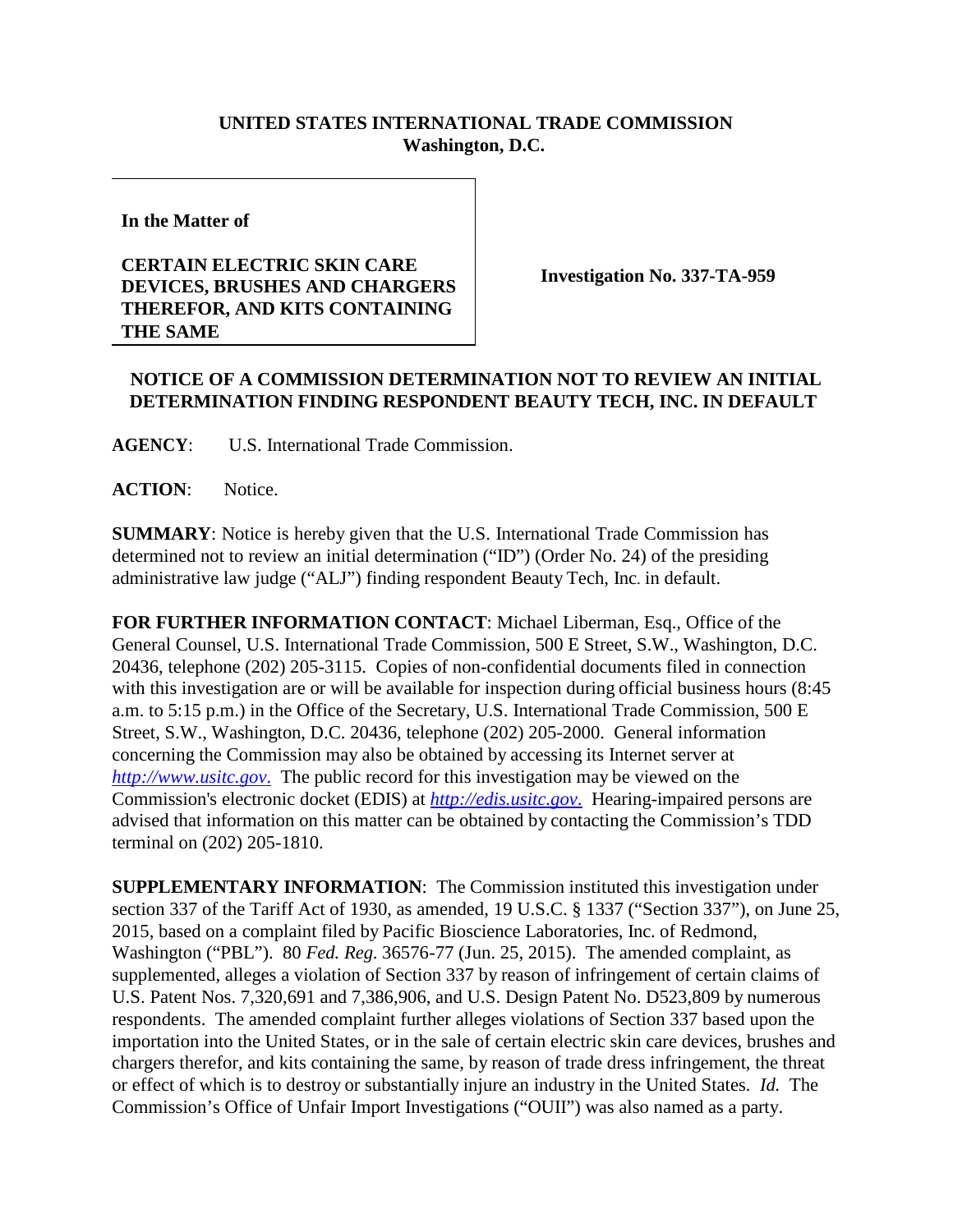**UNITED STATES INTERNATIONAL TRADE COMMISSION**
**Washington, D.C.**

| **In the Matter of** **CERTAIN ELECTRIC SKIN CARE DEVICES, BRUSHES AND CHARGERS THEREFOR, AND KITS CONTAINING THE SAME** | **Investigation No. 337-TA-959** |
|---|---|

**NOTICE OF A COMMISSION DETERMINATION NOT TO REVIEW AN INITIAL DETERMINATION FINDING RESPONDENT BEAUTY TECH, INC. IN DEFAULT**

**AGENCY**: U.S. International Trade Commission.

**ACTION**: Notice.

**SUMMARY**: Notice is hereby given that the U.S. International Trade Commission has determined not to review an initial determination ("ID") (Order No. 24) of the presiding administrative law judge ("ALJ") finding respondent Beauty Tech, Inc. in default.

**FOR FURTHER INFORMATION CONTACT**: Michael Liberman, Esq., Office of the General Counsel, U.S. International Trade Commission, 500 E Street, S.W., Washington, D.C. 20436, telephone (202) 205-3115. Copies of non-confidential documents filed in connection with this investigation are or will be available for inspection during official business hours (8:45 a.m. to 5:15 p.m.) in the Office of the Secretary, U.S. International Trade Commission, 500 E Street, S.W., Washington, D.C. 20436, telephone (202) 205-2000. General information concerning the Commission may also be obtained by accessing its Internet server at *http://www.usitc.gov.* The public record for this investigation may be viewed on the Commission's electronic docket (EDIS) at *http://edis.usitc.gov.* Hearing-impaired persons are advised that information on this matter can be obtained by contacting the Commission's TDD terminal on (202) 205-1810.

**SUPPLEMENTARY INFORMATION**: The Commission instituted this investigation under section 337 of the Tariff Act of 1930, as amended, 19 U.S.C. § 1337 ("Section 337"), on June 25, 2015, based on a complaint filed by Pacific Bioscience Laboratories, Inc. of Redmond, Washington ("PBL"). 80 *Fed. Reg.* 36576-77 (Jun. 25, 2015). The amended complaint, as supplemented, alleges a violation of Section 337 by reason of infringement of certain claims of U.S. Patent Nos. 7,320,691 and 7,386,906, and U.S. Design Patent No. D523,809 by numerous respondents. The amended complaint further alleges violations of Section 337 based upon the importation into the United States, or in the sale of certain electric skin care devices, brushes and chargers therefor, and kits containing the same, by reason of trade dress infringement, the threat or effect of which is to destroy or substantially injure an industry in the United States. *Id.* The Commission's Office of Unfair Import Investigations ("OUII") was also named as a party.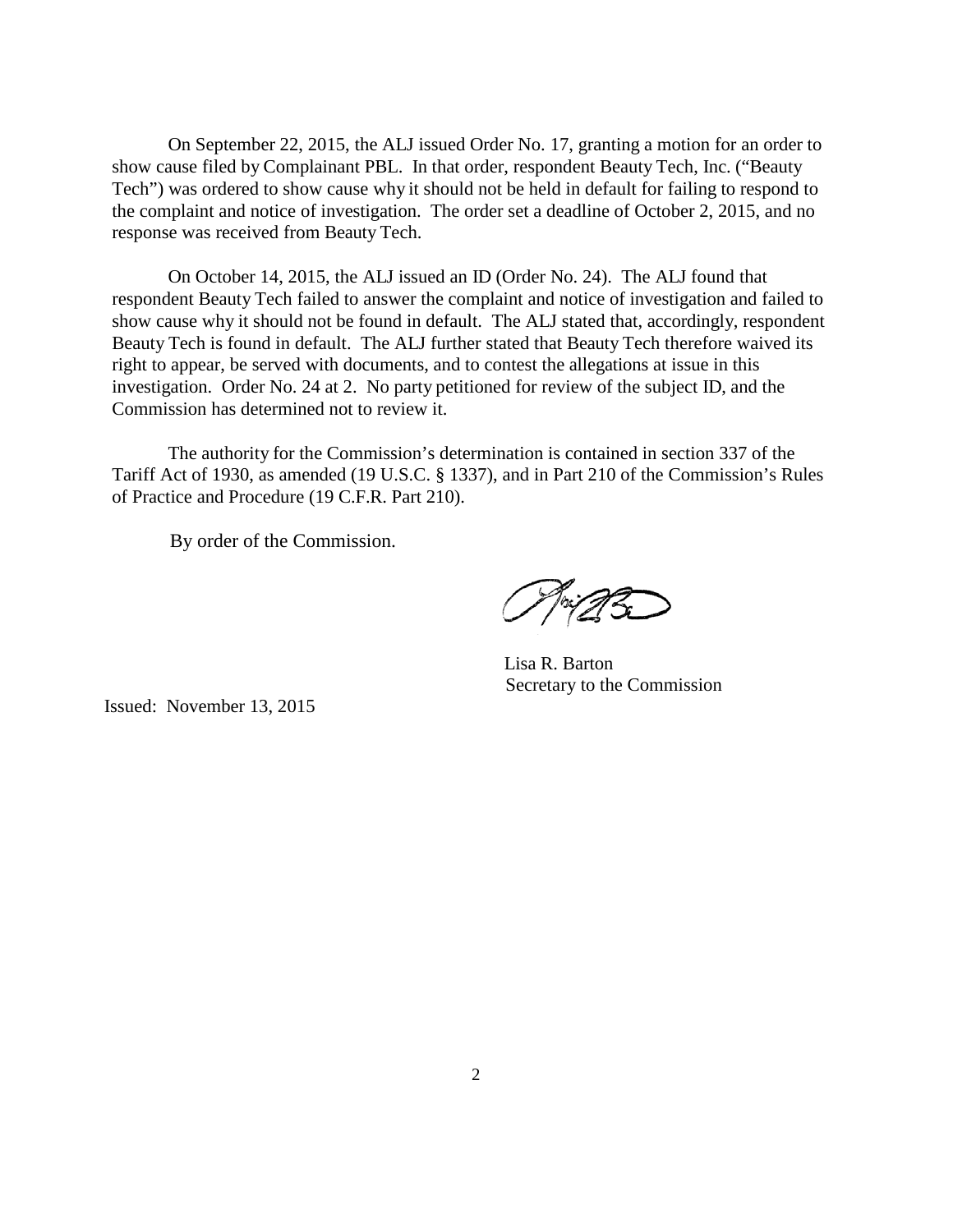On September 22, 2015, the ALJ issued Order No. 17, granting a motion for an order to show cause filed by Complainant PBL. In that order, respondent Beauty Tech, Inc. ("Beauty Tech") was ordered to show cause why it should not be held in default for failing to respond to the complaint and notice of investigation. The order set a deadline of October 2, 2015, and no response was received from Beauty Tech.

On October 14, 2015, the ALJ issued an ID (Order No. 24). The ALJ found that respondent Beauty Tech failed to answer the complaint and notice of investigation and failed to show cause why it should not be found in default. The ALJ stated that, accordingly, respondent Beauty Tech is found in default. The ALJ further stated that Beauty Tech therefore waived its right to appear, be served with documents, and to contest the allegations at issue in this investigation. Order No. 24 at 2. No party petitioned for review of the subject ID, and the Commission has determined not to review it.

The authority for the Commission's determination is contained in section 337 of the Tariff Act of 1930, as amended (19 U.S.C. § 1337), and in Part 210 of the Commission's Rules of Practice and Procedure (19 C.F.R. Part 210).

By order of the Commission.

Lisa R. Barton
Secretary to the Commission

Issued: November 13, 2015